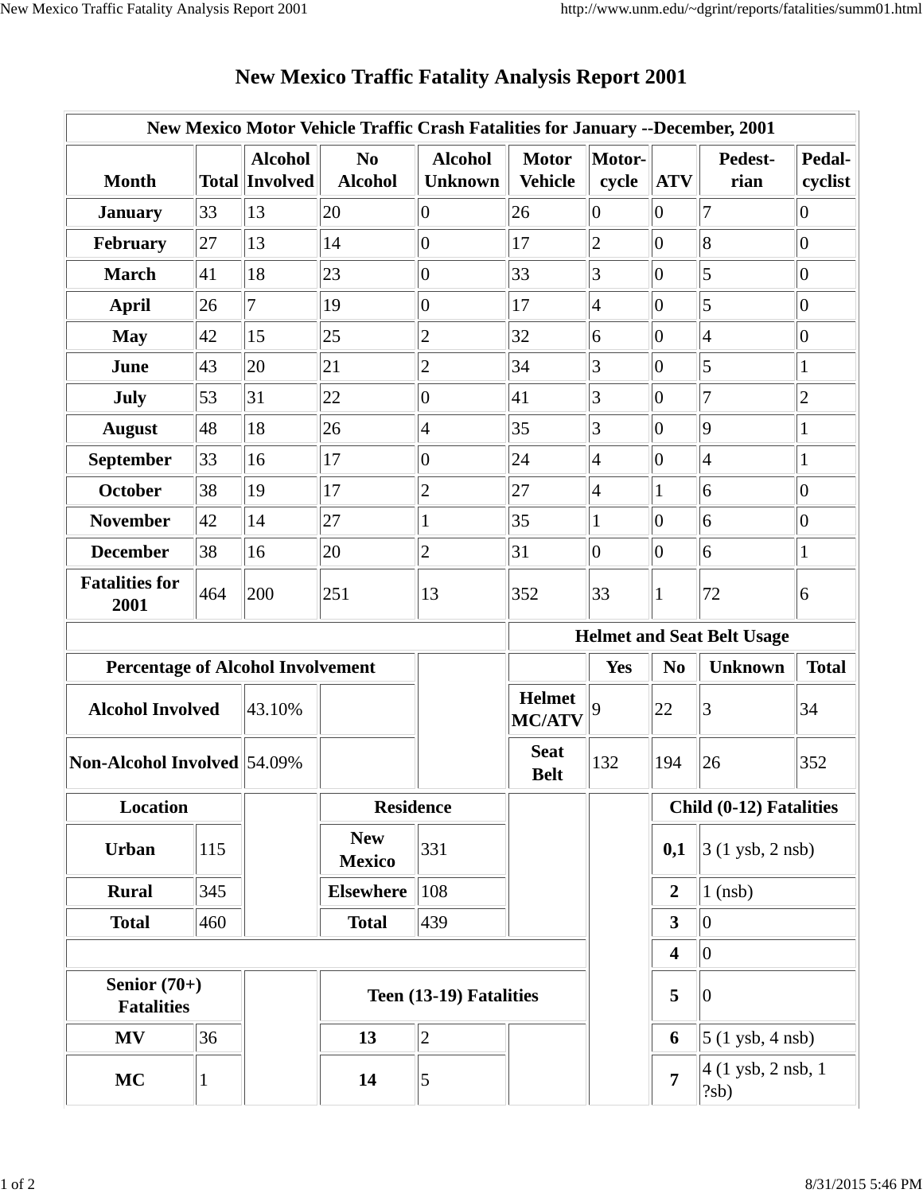# New Mexico Traffic Fatality Analysis Report 2001

## New Mexico Motor Vehicle Traffic Crash Fatalities for January --December, 2001

| Month | Total | Alcohol Involved | No Alcohol | Alcohol Unknown | Motor Vehicle | Motor-cycle | ATV | Pedest-rian | Pedal-cyclist |
|---|---|---|---|---|---|---|---|---|---|
| January | 33 | 13 | 20 | 0 | 26 | 0 | 0 | 7 | 0 |
| February | 27 | 13 | 14 | 0 | 17 | 2 | 0 | 8 | 0 |
| March | 41 | 18 | 23 | 0 | 33 | 3 | 0 | 5 | 0 |
| April | 26 | 7 | 19 | 0 | 17 | 4 | 0 | 5 | 0 |
| May | 42 | 15 | 25 | 2 | 32 | 6 | 0 | 4 | 0 |
| June | 43 | 20 | 21 | 2 | 34 | 3 | 0 | 5 | 1 |
| July | 53 | 31 | 22 | 0 | 41 | 3 | 0 | 7 | 2 |
| August | 48 | 18 | 26 | 4 | 35 | 3 | 0 | 9 | 1 |
| September | 33 | 16 | 17 | 0 | 24 | 4 | 0 | 4 | 1 |
| October | 38 | 19 | 17 | 2 | 27 | 4 | 1 | 6 | 0 |
| November | 42 | 14 | 27 | 1 | 35 | 1 | 0 | 6 | 0 |
| December | 38 | 16 | 20 | 2 | 31 | 0 | 0 | 6 | 1 |
| **Fatalities for 2001** | 464 | 200 | 251 | 13 | 352 | 33 | 1 | 72 | 6 |

### Percentage of Alcohol Involvement

| | |
|---|---|
| **Alcohol Involved** | 43.10% |
| **Non-Alcohol Involved** | 54.09% |

### Helmet and Seat Belt Usage

| | Yes | No | Unknown | Total |
|---|---|---|---|---|
| **Helmet MC/ATV** | 9 | 22 | 3 | 34 |
| **Seat Belt** | 132 | 194 | 26 | 352 |

### Location

| | |
|---|---|
| **Urban** | 115 |
| **Rural** | 345 |
| **Total** | 460 |

### Residence

| | |
|---|---|
| **New Mexico** | 331 |
| **Elsewhere** | 108 |
| **Total** | 439 |

### Child (0-12) Fatalities

| | |
|---|---|
| **0,1** | 3 (1 ysb, 2 nsb) |
| **2** | 1 (nsb) |
| **3** | 0 |
| **4** | 0 |
| **5** | 0 |
| **6** | 5 (1 ysb, 4 nsb) |
| **7** | 4 (1 ysb, 2 nsb, 1 ?sb) |

### Senior (70+) Fatalities

| | |
|---|---|
| **MV** | 36 |
| **MC** | 1 |

### Teen (13-19) Fatalities

| | |
|---|---|
| **13** | 2 |
| **14** | 5 |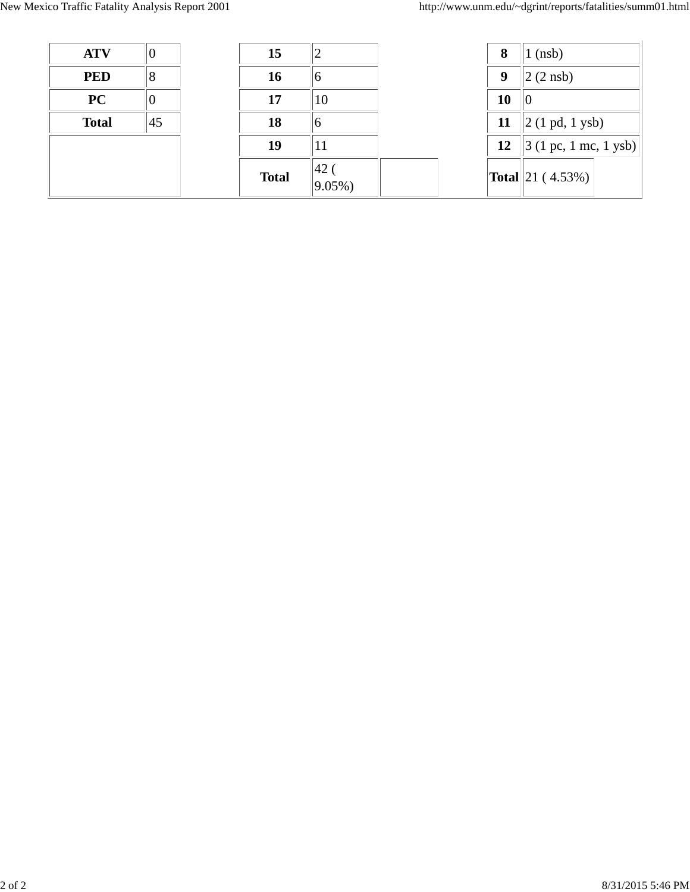| | |
|---|---|
| **ATV** | 0 |
| **PED** | 8 |
| **PC** | 0 |
| **Total** | 45 |

| | | |
|---|---|---|
| **15** | 2 | |
| **16** | 6 | |
| **17** | 10 | |
| **18** | 6 | |
| **19** | 11 | |
| **Total** | 42 ( 9.05%) | |

| | |
|---|---|
| **8** | 1 (nsb) |
| **9** | 2 (2 nsb) |
| **10** | 0 |
| **11** | 2 (1 pd, 1 ysb) |
| **12** | 3 (1 pc, 1 mc, 1 ysb) |
| **Total** | 21 ( 4.53%) |